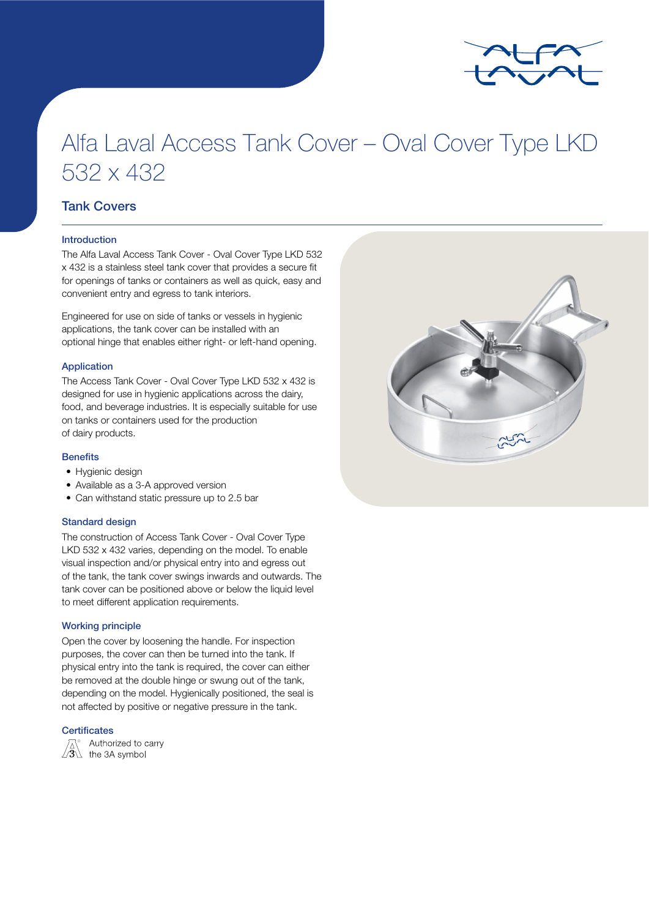# Alfa Laval Access Tank Cover – Oval Cover Type LKD 532 x 432

## Tank Covers

### Introduction

The Alfa Laval Access Tank Cover - Oval Cover Type LKD 532 x 432 is a stainless steel tank cover that provides a secure fit for openings of tanks or containers as well as quick, easy and convenient entry and egress to tank interiors.

Engineered for use on side of tanks or vessels in hygienic applications, the tank cover can be installed with an optional hinge that enables either right- or left-hand opening.

### Application

The Access Tank Cover - Oval Cover Type LKD 532 x 432 is designed for use in hygienic applications across the dairy, food, and beverage industries. It is especially suitable for use on tanks or containers used for the production of dairy products.

### Benefits

- Hygienic design
- Available as a 3-A approved version
- Can withstand static pressure up to 2.5 bar

### Standard design

The construction of Access Tank Cover - Oval Cover Type LKD 532 x 432 varies, depending on the model. To enable visual inspection and/or physical entry into and egress out of the tank, the tank cover swings inwards and outwards. The tank cover can be positioned above or below the liquid level to meet different application requirements.

### Working principle

Open the cover by loosening the handle. For inspection purposes, the cover can then be turned into the tank. If physical entry into the tank is required, the cover can either be removed at the double hinge or swung out of the tank, depending on the model. Hygienically positioned, the seal is not affected by positive or negative pressure in the tank.

### Certificates

Authorized to carry the 3A symbol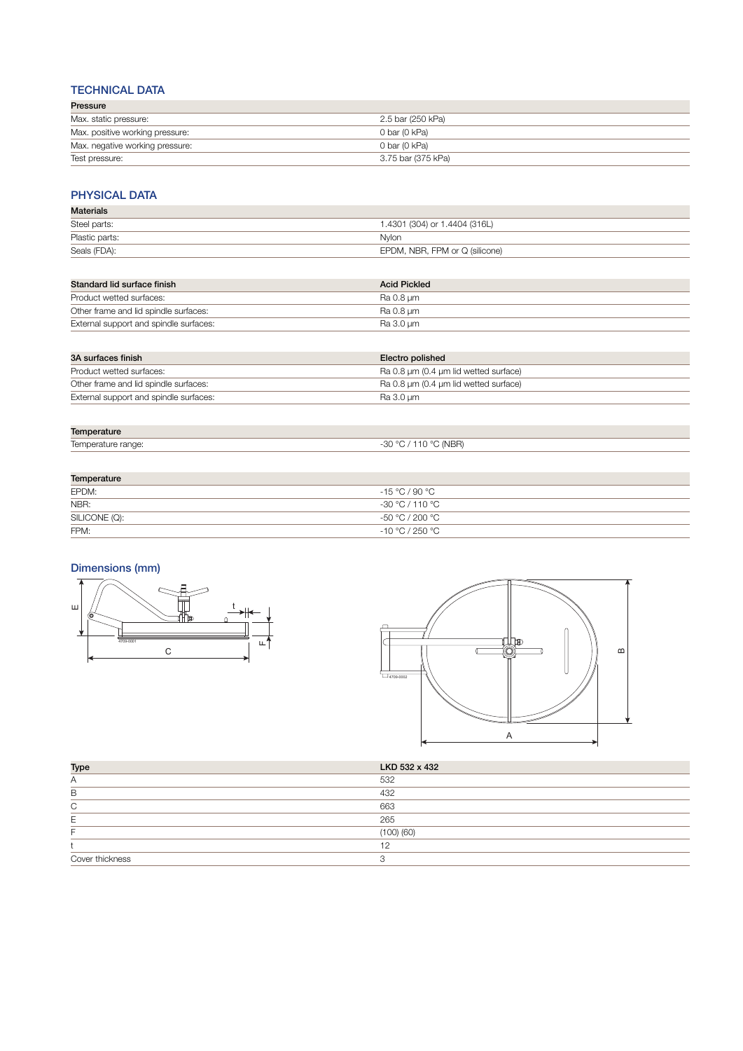## TECHNICAL DATA

| Pressure | |
|---|---|
| Max. static pressure: | 2.5 bar (250 kPa) |
| Max. positive working pressure: | 0 bar (0 kPa) |
| Max. negative working pressure: | 0 bar (0 kPa) |
| Test pressure: | 3.75 bar (375 kPa) |

## PHYSICAL DATA

| Materials | |
|---|---|
| Steel parts: | 1.4301 (304) or 1.4404 (316L) |
| Plastic parts: | Nylon |
| Seals (FDA): | EPDM, NBR, FPM or Q (silicone) |

| Standard lid surface finish | Acid Pickled |
|---|---|
| Product wetted surfaces: | Ra 0.8 µm |
| Other frame and lid spindle surfaces: | Ra 0.8 µm |
| External support and spindle surfaces: | Ra 3.0 µm |

| 3A surfaces finish | Electro polished |
|---|---|
| Product wetted surfaces: | Ra 0.8 µm (0.4 µm lid wetted surface) |
| Other frame and lid spindle surfaces: | Ra 0.8 µm (0.4 µm lid wetted surface) |
| External support and spindle surfaces: | Ra 3.0 µm |

| Temperature | |
|---|---|
| Temperature range: | -30 °C / 110 °C (NBR) |

| Temperature | |
|---|---|
| EPDM: | -15 °C / 90 °C |
| NBR: | -30 °C / 110 °C |
| SILICONE (Q): | -50 °C / 200 °C |
| FPM: | -10 °C / 250 °C |

## Dimensions (mm)

| Type | LKD 532 x 432 |
|---|---|
| A | 532 |
| B | 432 |
| C | 663 |
| E | 265 |
| F | (100) (60) |
| t | 12 |
| Cover thickness | 3 |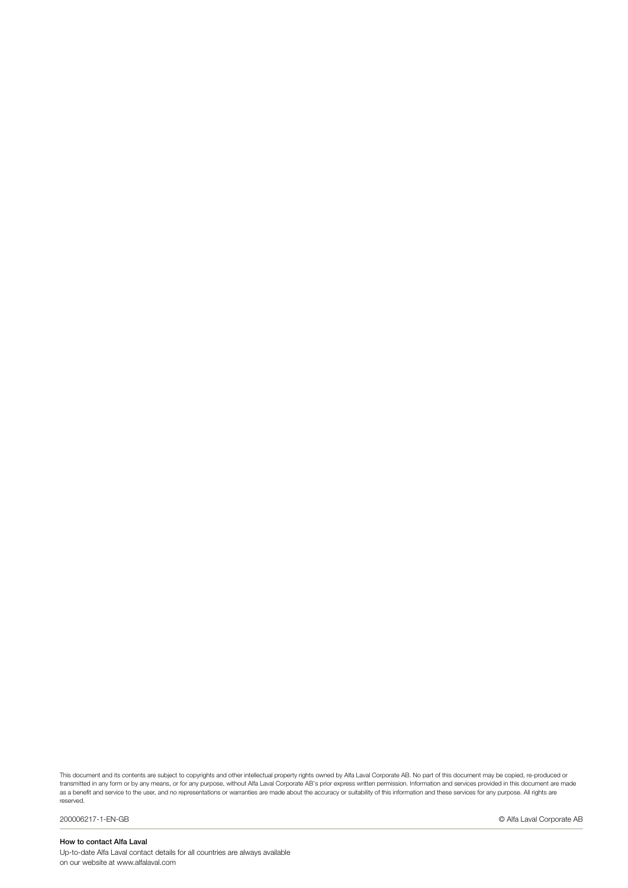This document and its contents are subject to copyrights and other intellectual property rights owned by Alfa Laval Corporate AB. No part of this document may be copied, re-produced or transmitted in any form or by any means, or for any purpose, without Alfa Laval Corporate AB's prior express written permission. Information and services provided in this document are made as a benefit and service to the user, and no representations or warranties are made about the accuracy or suitability of this information and these services for any purpose. All rights are reserved.

200006217-1-EN-GB

© Alfa Laval Corporate AB

**How to contact Alfa Laval**

Up-to-date Alfa Laval contact details for all countries are always available on our website at www.alfalaval.com